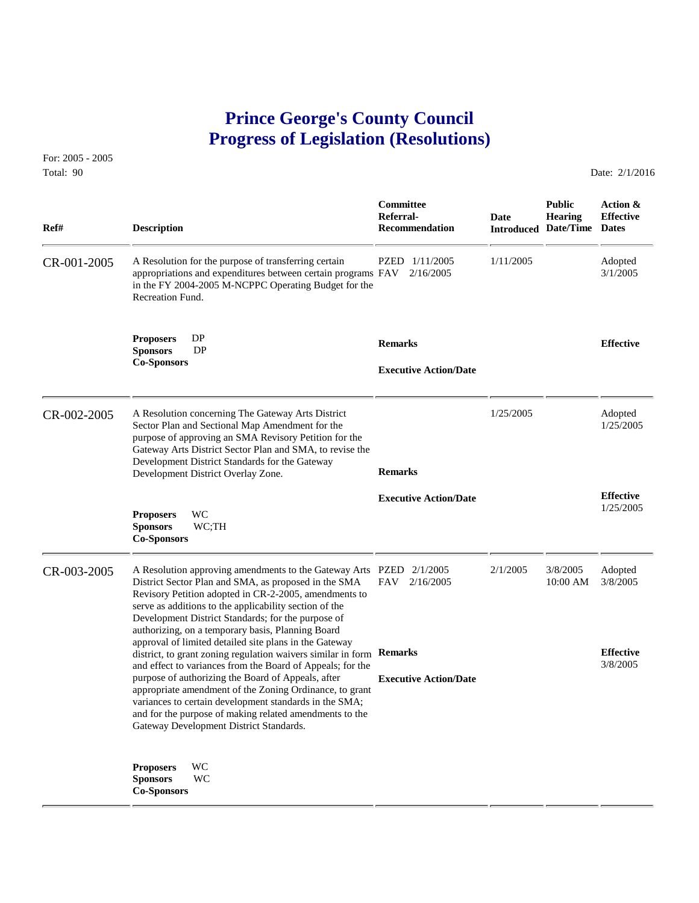# Prince George's County Council
# Progress of Legislation (Resolutions)

For: 2005 - 2005
Total: 90

Date: 2/1/2016

| Ref# | Description | Committee Referral-Recommendation | Date Introduced | Public Hearing Date/Time | Action & Effective Dates |
|---|---|---|---|---|---|
| CR-001-2005 | A Resolution for the purpose of transferring certain appropriations and expenditures between certain programs in the FY 2004-2005 M-NCPPC Operating Budget for the Recreation Fund.<br><br>**Proposers** DP<br>**Sponsors** DP<br>**Co-Sponsors** | PZED 1/11/2005<br>FAV 2/16/2005<br><br>**Remarks**<br><br>**Executive Action/Date** | 1/11/2005 | | Adopted<br>3/1/2005<br><br>**Effective** |
| CR-002-2005 | A Resolution concerning The Gateway Arts District Sector Plan and Sectional Map Amendment for the purpose of approving an SMA Revisory Petition for the Gateway Arts District Sector Plan and SMA, to revise the Development District Standards for the Gateway Development District Overlay Zone.<br><br>**Proposers** WC<br>**Sponsors** WC;TH<br>**Co-Sponsors** | **Remarks**<br><br>**Executive Action/Date** | 1/25/2005 | | Adopted<br>1/25/2005<br><br>**Effective**<br>1/25/2005 |
| CR-003-2005 | A Resolution approving amendments to the Gateway Arts District Sector Plan and SMA, as proposed in the SMA Revisory Petition adopted in CR-2-2005, amendments to serve as additions to the applicability section of the Development District Standards; for the purpose of authorizing, on a temporary basis, Planning Board approval of limited detailed site plans in the Gateway district, to grant zoning regulation waivers similar in form and effect to variances from the Board of Appeals; for the purpose of authorizing the Board of Appeals, after appropriate amendment of the Zoning Ordinance, to grant variances to certain development standards in the SMA; and for the purpose of making related amendments to the Gateway Development District Standards.<br><br>**Proposers** WC<br>**Sponsors** WC<br>**Co-Sponsors** | PZED 2/1/2005<br>FAV 2/16/2005<br><br>**Remarks**<br><br>**Executive Action/Date** | 2/1/2005 | 3/8/2005<br>10:00 AM | Adopted<br>3/8/2005<br><br>**Effective**<br>3/8/2005 |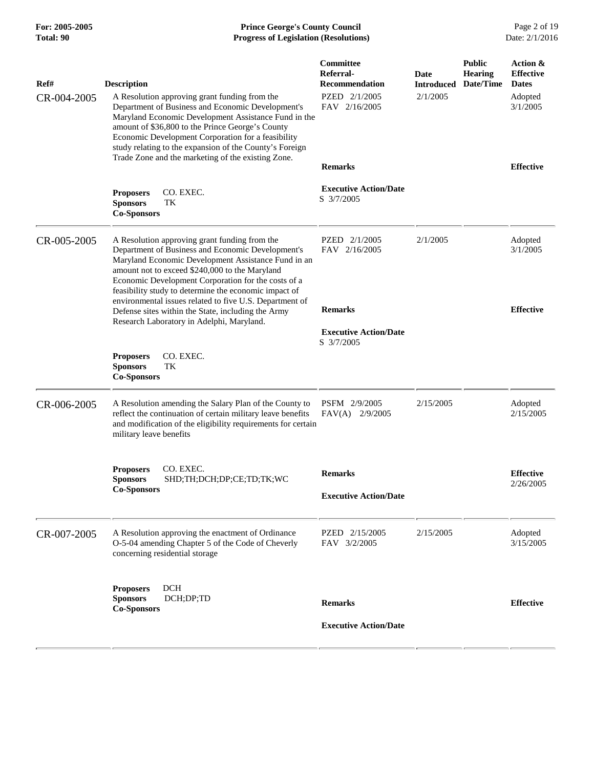| Ref# | Description | Committee Referral-Recommendation | Date Introduced | Public Hearing Date/Time | Action & Effective Dates |
|---|---|---|---|---|---|
| CR-004-2005 | A Resolution approving grant funding from the Department of Business and Economic Development's Maryland Economic Development Assistance Fund in the amount of $36,800 to the Prince George's County Economic Development Corporation for a feasibility study relating to the expansion of the County's Foreign Trade Zone and the marketing of the existing Zone.<br>**Proposers** CO. EXEC.<br>**Sponsors** TK<br>**Co-Sponsors** | PZED 2/1/2005<br>FAV 2/16/2005<br>**Remarks**<br>**Executive Action/Date**<br>S 3/7/2005 | 2/1/2005 | | Adopted 3/1/2005<br>**Effective** |
| CR-005-2005 | A Resolution approving grant funding from the Department of Business and Economic Development's Maryland Economic Development Assistance Fund in an amount not to exceed $240,000 to the Maryland Economic Development Corporation for the costs of a feasibility study to determine the economic impact of environmental issues related to five U.S. Department of Defense sites within the State, including the Army Research Laboratory in Adelphi, Maryland.<br>**Proposers** CO. EXEC.<br>**Sponsors** TK<br>**Co-Sponsors** | PZED 2/1/2005<br>FAV 2/16/2005<br>**Remarks**<br>**Executive Action/Date**<br>S 3/7/2005 | 2/1/2005 | | Adopted 3/1/2005<br>**Effective** |
| CR-006-2005 | A Resolution amending the Salary Plan of the County to reflect the continuation of certain military leave benefits and modification of the eligibility requirements for certain military leave benefits<br>**Proposers** CO. EXEC.<br>**Sponsors** SHD;TH;DCH;DP;CE;TD;TK;WC<br>**Co-Sponsors** | PSFM 2/9/2005<br>FAV(A) 2/9/2005<br>**Remarks**<br>**Executive Action/Date** | 2/15/2005 | | Adopted 2/15/2005<br>**Effective** 2/26/2005 |
| CR-007-2005 | A Resolution approving the enactment of Ordinance O-5-04 amending Chapter 5 of the Code of Cheverly concerning residential storage<br>**Proposers** DCH<br>**Sponsors** DCH;DP;TD<br>**Co-Sponsors** | PZED 2/15/2005<br>FAV 3/2/2005<br>**Remarks**<br>**Executive Action/Date** | 2/15/2005 | | Adopted 3/15/2005<br>**Effective** |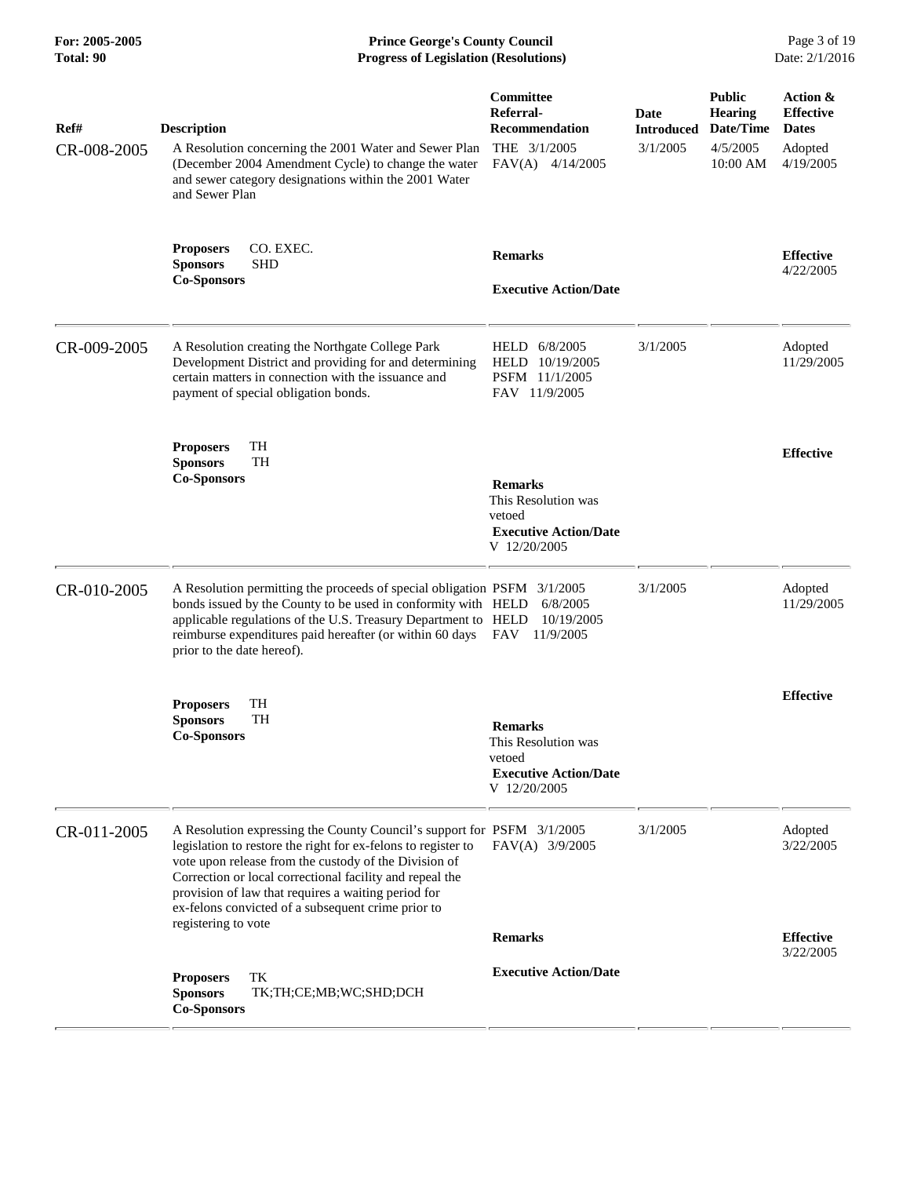| Ref# | Description | Committee Referral-Recommendation | Date Introduced | Public Hearing Date/Time | Action & Effective Dates |
|---|---|---|---|---|---|
| CR-008-2005 | A Resolution concerning the 2001 Water and Sewer Plan (December 2004 Amendment Cycle) to change the water and sewer category designations within the 2001 Water and Sewer Plan | THE 3/1/2005<br>FAV(A) 4/14/2005 | 3/1/2005 | 4/5/2005<br>10:00 AM | Adopted<br>4/19/2005 |
| | **Proposers** CO. EXEC.<br>**Sponsors** SHD<br>**Co-Sponsors** | **Remarks**<br><br>**Executive Action/Date** | | | **Effective**<br>4/22/2005 |
| CR-009-2005 | A Resolution creating the Northgate College Park Development District and providing for and determining certain matters in connection with the issuance and payment of special obligation bonds. | HELD 6/8/2005<br>HELD 10/19/2005<br>PSFM 11/1/2005<br>FAV 11/9/2005 | 3/1/2005 | | Adopted<br>11/29/2005 |
| | **Proposers** TH<br>**Sponsors** TH<br>**Co-Sponsors** | **Remarks**<br>This Resolution was vetoed<br>**Executive Action/Date**<br>V 12/20/2005 | | | **Effective** |
| CR-010-2005 | A Resolution permitting the proceeds of special obligation bonds issued by the County to be used in conformity with applicable regulations of the U.S. Treasury Department to reimburse expenditures paid hereafter (or within 60 days prior to the date hereof). | PSFM 3/1/2005<br>HELD 6/8/2005<br>HELD 10/19/2005<br>FAV 11/9/2005 | 3/1/2005 | | Adopted<br>11/29/2005 |
| | **Proposers** TH<br>**Sponsors** TH<br>**Co-Sponsors** | **Remarks**<br>This Resolution was vetoed<br>**Executive Action/Date**<br>V 12/20/2005 | | | **Effective** |
| CR-011-2005 | A Resolution expressing the County Council's support for legislation to restore the right for ex-felons to register to vote upon release from the custody of the Division of Correction or local correctional facility and repeal the provision of law that requires a waiting period for ex-felons convicted of a subsequent crime prior to registering to vote | PSFM 3/1/2005<br>FAV(A) 3/9/2005 | 3/1/2005 | | Adopted<br>3/22/2005 |
| | **Proposers** TK<br>**Sponsors** TK;TH;CE;MB;WC;SHD;DCH<br>**Co-Sponsors** | **Remarks**<br><br>**Executive Action/Date** | | | **Effective**<br>3/22/2005 |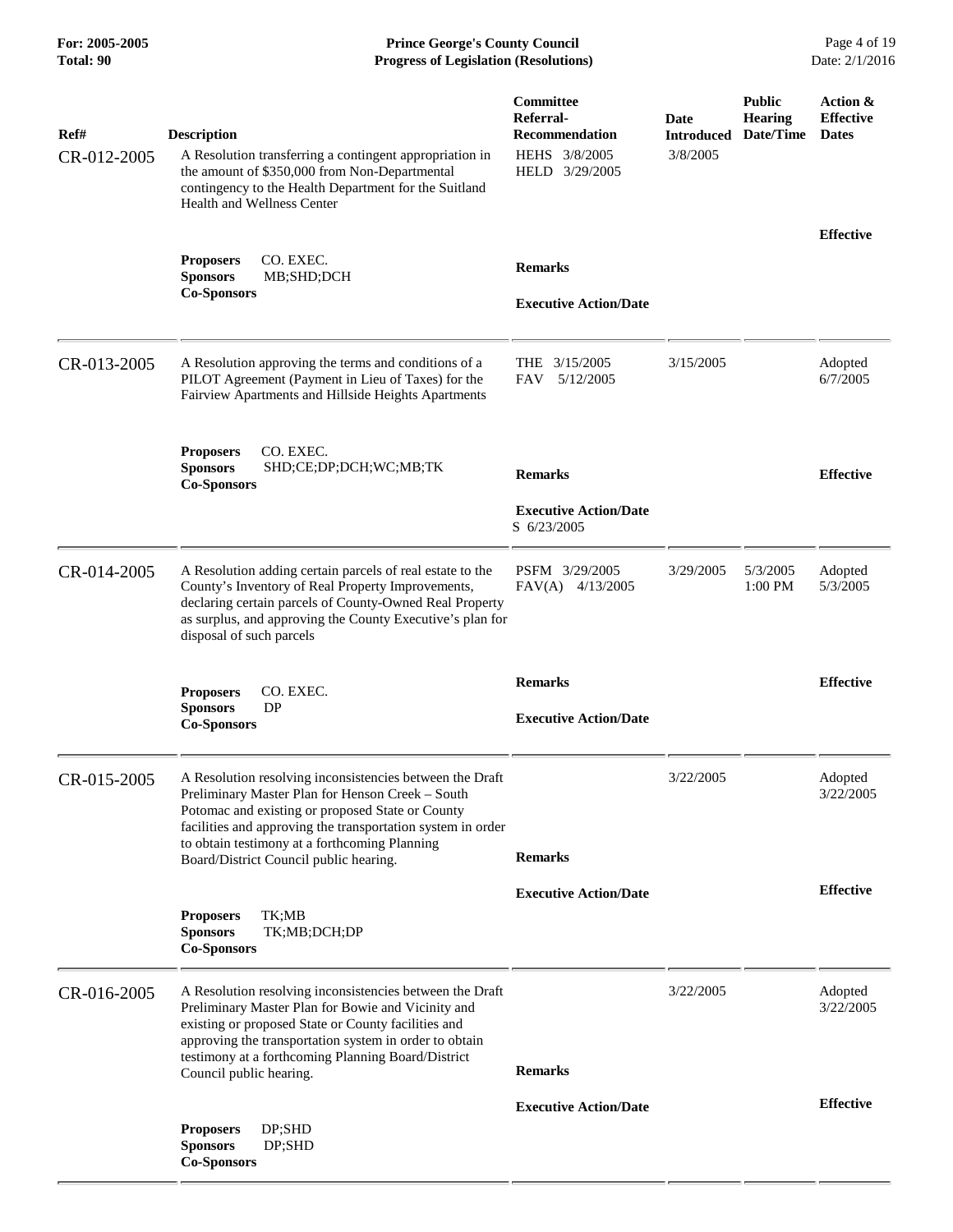| Ref# | Description | Committee Referral-Recommendation | Date Introduced | Public Hearing Date/Time | Action & Effective Dates |
|---|---|---|---|---|---|
| CR-012-2005 | A Resolution transferring a contingent appropriation in the amount of $350,000 from Non-Departmental contingency to the Health Department for the Suitland Health and Wellness Center<br>**Proposers** CO. EXEC.<br>**Sponsors** MB;SHD;DCH<br>**Co-Sponsors** | HEHS 3/8/2005<br>HELD 3/29/2005<br>**Remarks**<br>**Executive Action/Date** | 3/8/2005 | | **Effective** |
| CR-013-2005 | A Resolution approving the terms and conditions of a PILOT Agreement (Payment in Lieu of Taxes) for the Fairview Apartments and Hillside Heights Apartments<br>**Proposers** CO. EXEC.<br>**Sponsors** SHD;CE;DP;DCH;WC;MB;TK<br>**Co-Sponsors** | THE 3/15/2005<br>FAV 5/12/2005<br>**Remarks**<br>**Executive Action/Date**<br>S 6/23/2005 | 3/15/2005 | | Adopted 6/7/2005<br>**Effective** |
| CR-014-2005 | A Resolution adding certain parcels of real estate to the County's Inventory of Real Property Improvements, declaring certain parcels of County-Owned Real Property as surplus, and approving the County Executive's plan for disposal of such parcels<br>**Proposers** CO. EXEC.<br>**Sponsors** DP<br>**Co-Sponsors** | PSFM 3/29/2005<br>FAV(A) 4/13/2005<br>**Remarks**<br>**Executive Action/Date** | 3/29/2005 | 5/3/2005 1:00 PM | Adopted 5/3/2005<br>**Effective** |
| CR-015-2005 | A Resolution resolving inconsistencies between the Draft Preliminary Master Plan for Henson Creek – South Potomac and existing or proposed State or County facilities and approving the transportation system in order to obtain testimony at a forthcoming Planning Board/District Council public hearing.<br>**Proposers** TK;MB<br>**Sponsors** TK;MB;DCH;DP<br>**Co-Sponsors** | **Remarks**<br>**Executive Action/Date** | 3/22/2005 | | Adopted 3/22/2005<br>**Effective** |
| CR-016-2005 | A Resolution resolving inconsistencies between the Draft Preliminary Master Plan for Bowie and Vicinity and existing or proposed State or County facilities and approving the transportation system in order to obtain testimony at a forthcoming Planning Board/District Council public hearing.<br>**Proposers** DP;SHD<br>**Sponsors** DP;SHD<br>**Co-Sponsors** | **Remarks**<br>**Executive Action/Date** | 3/22/2005 | | Adopted 3/22/2005<br>**Effective** |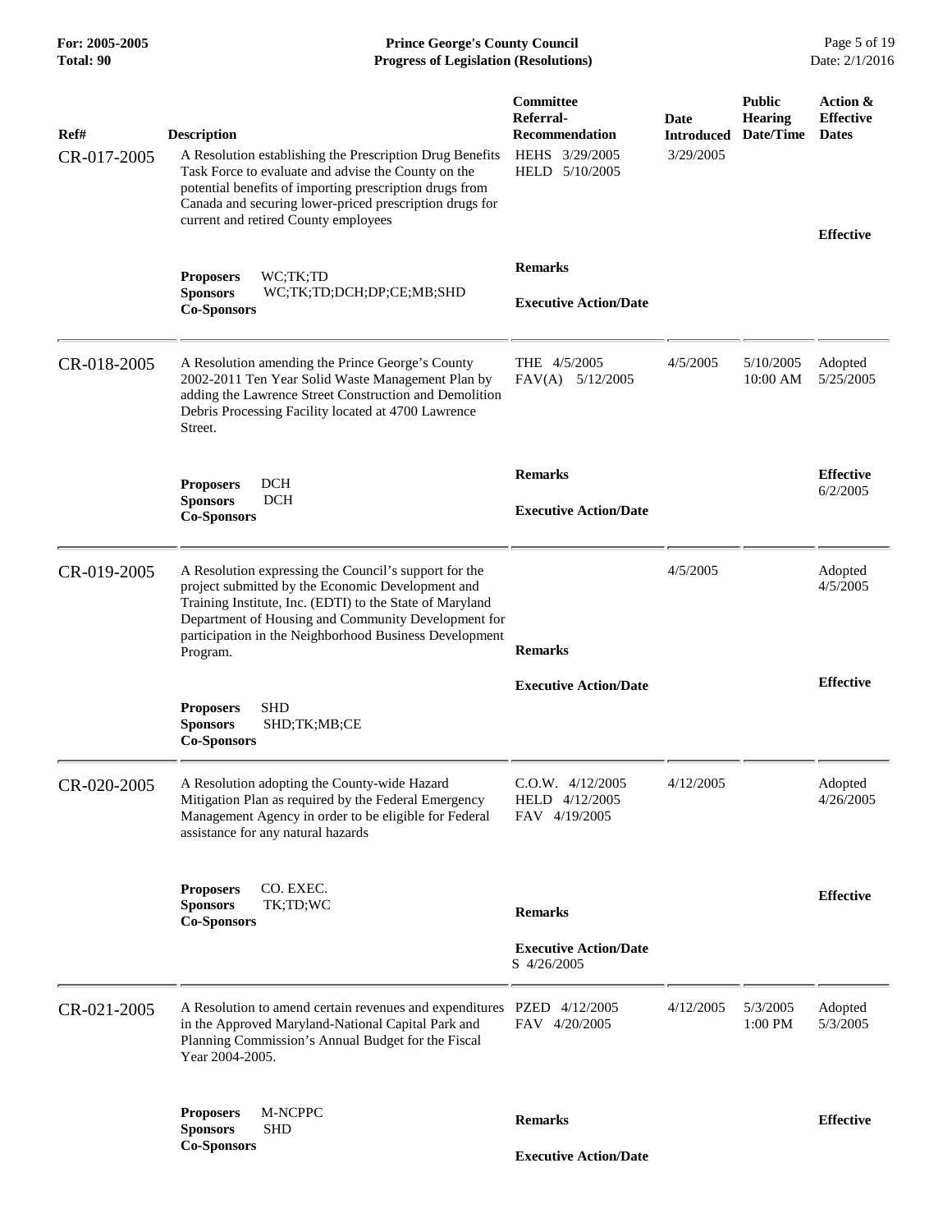| Ref# | Description | Committee Referral-Recommendation | Date Introduced | Public Hearing Date/Time | Action & Effective Dates |
|---|---|---|---|---|---|
| CR-017-2005 | A Resolution establishing the Prescription Drug Benefits Task Force to evaluate and advise the County on the potential benefits of importing prescription drugs from Canada and securing lower-priced prescription drugs for current and retired County employees | HEHS 3/29/2005<br>HELD 5/10/2005 | 3/29/2005 | | **Effective** |
| | **Proposers** WC;TK;TD<br>**Sponsors** WC;TK;TD;DCH;DP;CE;MB;SHD<br>**Co-Sponsors** | **Remarks**<br><br>**Executive Action/Date** | | | |
| CR-018-2005 | A Resolution amending the Prince George's County 2002-2011 Ten Year Solid Waste Management Plan by adding the Lawrence Street Construction and Demolition Debris Processing Facility located at 4700 Lawrence Street. | THE 4/5/2005<br>FAV(A) 5/12/2005 | 4/5/2005 | 5/10/2005 10:00 AM | Adopted 5/25/2005 |
| | **Proposers** DCH<br>**Sponsors** DCH<br>**Co-Sponsors** | **Remarks**<br><br>**Executive Action/Date** | | | **Effective** 6/2/2005 |
| CR-019-2005 | A Resolution expressing the Council's support for the project submitted by the Economic Development and Training Institute, Inc. (EDTI) to the State of Maryland Department of Housing and Community Development for participation in the Neighborhood Business Development Program. | **Remarks**<br><br>**Executive Action/Date** | 4/5/2005 | | Adopted 4/5/2005<br><br>**Effective** |
| | **Proposers** SHD<br>**Sponsors** SHD;TK;MB;CE<br>**Co-Sponsors** | | | | |
| CR-020-2005 | A Resolution adopting the County-wide Hazard Mitigation Plan as required by the Federal Emergency Management Agency in order to be eligible for Federal assistance for any natural hazards | C.O.W. 4/12/2005<br>HELD 4/12/2005<br>FAV 4/19/2005 | 4/12/2005 | | Adopted 4/26/2005 |
| | **Proposers** CO. EXEC.<br>**Sponsors** TK;TD;WC<br>**Co-Sponsors** | **Remarks**<br><br>**Executive Action/Date**<br>S 4/26/2005 | | | **Effective** |
| CR-021-2005 | A Resolution to amend certain revenues and expenditures in the Approved Maryland-National Capital Park and Planning Commission's Annual Budget for the Fiscal Year 2004-2005. | PZED 4/12/2005<br>FAV 4/20/2005 | 4/12/2005 | 5/3/2005 1:00 PM | Adopted 5/3/2005 |
| | **Proposers** M-NCPPC<br>**Sponsors** SHD<br>**Co-Sponsors** | **Remarks**<br><br>**Executive Action/Date** | | | **Effective** |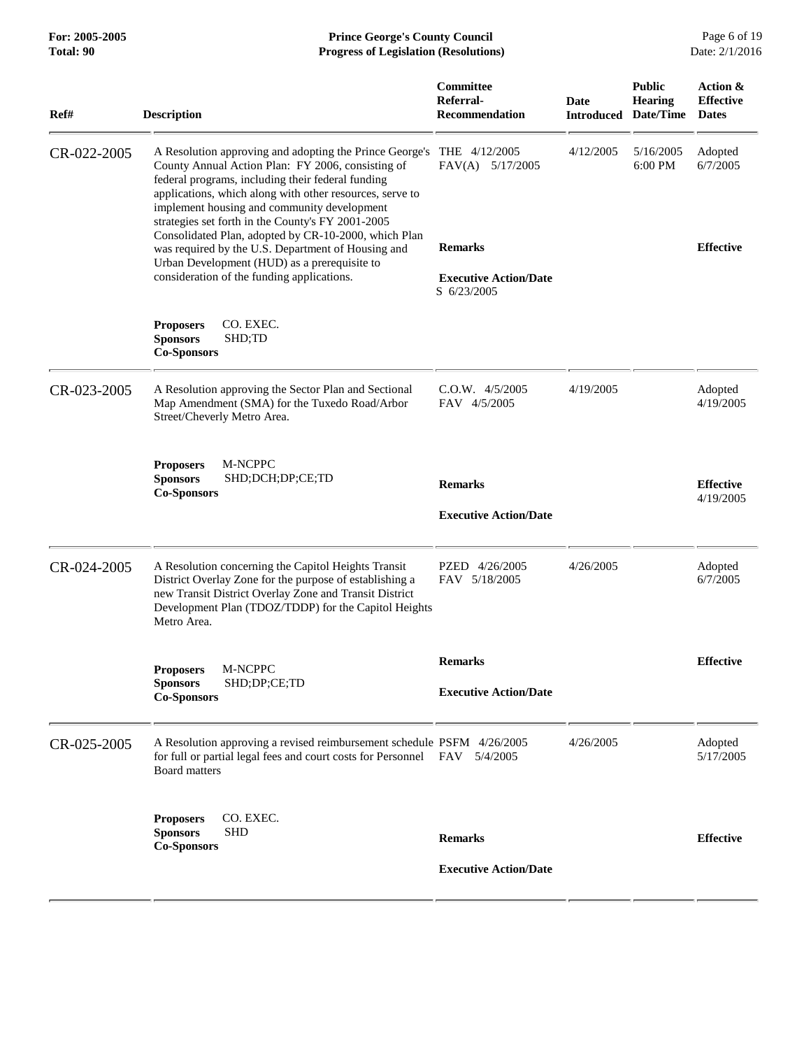| Ref# | Description | Committee Referral-Recommendation | Date Introduced | Public Hearing Date/Time | Action & Effective Dates |
|---|---|---|---|---|---|
| CR-022-2005 | A Resolution approving and adopting the Prince George's County Annual Action Plan: FY 2006, consisting of federal programs, including their federal funding applications, which along with other resources, serve to implement housing and community development strategies set forth in the County's FY 2001-2005 Consolidated Plan, adopted by CR-10-2000, which Plan was required by the U.S. Department of Housing and Urban Development (HUD) as a prerequisite to consideration of the funding applications. | THE 4/12/2005<br>FAV(A) 5/17/2005 | 4/12/2005 | 5/16/2005 6:00 PM | Adopted 6/7/2005 |
| | **Proposers** CO. EXEC.<br>**Sponsors** SHD;TD<br>**Co-Sponsors** | **Remarks**<br><br>**Executive Action/Date**<br>S 6/23/2005 | | | **Effective** |
| CR-023-2005 | A Resolution approving the Sector Plan and Sectional Map Amendment (SMA) for the Tuxedo Road/Arbor Street/Cheverly Metro Area. | C.O.W. 4/5/2005<br>FAV 4/5/2005 | 4/19/2005 | | Adopted 4/19/2005 |
| | **Proposers** M-NCPPC<br>**Sponsors** SHD;DCH;DP;CE;TD<br>**Co-Sponsors** | **Remarks**<br><br>**Executive Action/Date** | | | **Effective** 4/19/2005 |
| CR-024-2005 | A Resolution concerning the Capitol Heights Transit District Overlay Zone for the purpose of establishing a new Transit District Overlay Zone and Transit District Development Plan (TDOZ/TDDP) for the Capitol Heights Metro Area. | PZED 4/26/2005<br>FAV 5/18/2005 | 4/26/2005 | | Adopted 6/7/2005 |
| | **Proposers** M-NCPPC<br>**Sponsors** SHD;DP;CE;TD<br>**Co-Sponsors** | **Remarks**<br><br>**Executive Action/Date** | | | **Effective** |
| CR-025-2005 | A Resolution approving a revised reimbursement schedule for full or partial legal fees and court costs for Personnel Board matters | PSFM 4/26/2005<br>FAV 5/4/2005 | 4/26/2005 | | Adopted 5/17/2005 |
| | **Proposers** CO. EXEC.<br>**Sponsors** SHD<br>**Co-Sponsors** | **Remarks**<br><br>**Executive Action/Date** | | | **Effective** |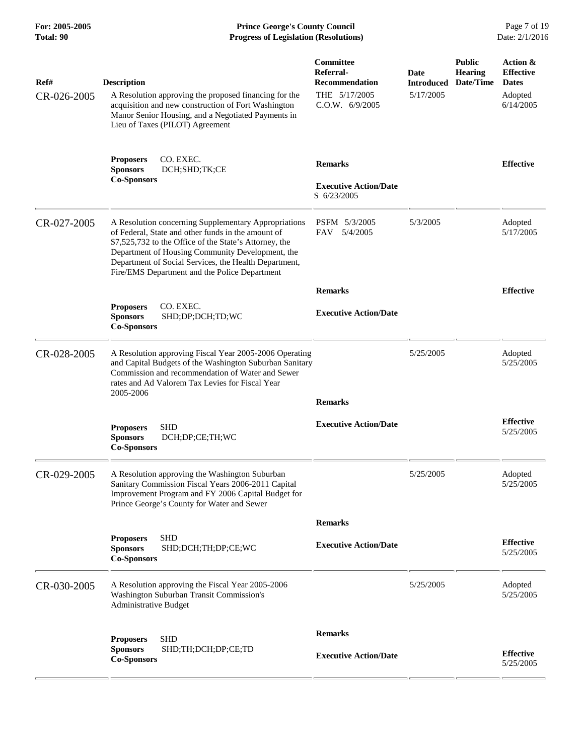| Ref# | Description | Committee Referral-Recommendation | Date Introduced | Public Hearing Date/Time | Action & Effective Dates |
|---|---|---|---|---|---|
| CR-026-2005 | A Resolution approving the proposed financing for the acquisition and new construction of Fort Washington Manor Senior Housing, and a Negotiated Payments in Lieu of Taxes (PILOT) Agreement | THE 5/17/2005<br>C.O.W. 6/9/2005 | 5/17/2005 | | Adopted 6/14/2005 |
| | **Proposers** CO. EXEC.<br>**Sponsors** DCH;SHD;TK;CE<br>**Co-Sponsors** | **Remarks**<br><br>**Executive Action/Date**<br>S 6/23/2005 | | | **Effective** |
| CR-027-2005 | A Resolution concerning Supplementary Appropriations of Federal, State and other funds in the amount of $7,525,732 to the Office of the State's Attorney, the Department of Housing Community Development, the Department of Social Services, the Health Department, Fire/EMS Department and the Police Department | PSFM 5/3/2005<br>FAV 5/4/2005 | 5/3/2005 | | Adopted 5/17/2005 |
| | **Proposers** CO. EXEC.<br>**Sponsors** SHD;DP;DCH;TD;WC<br>**Co-Sponsors** | **Remarks**<br><br>**Executive Action/Date** | | | **Effective** |
| CR-028-2005 | A Resolution approving Fiscal Year 2005-2006 Operating and Capital Budgets of the Washington Suburban Sanitary Commission and recommendation of Water and Sewer rates and Ad Valorem Tax Levies for Fiscal Year 2005-2006 | | 5/25/2005 | | Adopted 5/25/2005 |
| | **Proposers** SHD<br>**Sponsors** DCH;DP;CE;TH;WC<br>**Co-Sponsors** | **Remarks**<br><br>**Executive Action/Date** | | | **Effective** 5/25/2005 |
| CR-029-2005 | A Resolution approving the Washington Suburban Sanitary Commission Fiscal Years 2006-2011 Capital Improvement Program and FY 2006 Capital Budget for Prince George's County for Water and Sewer | | 5/25/2005 | | Adopted 5/25/2005 |
| | **Proposers** SHD<br>**Sponsors** SHD;DCH;TH;DP;CE;WC<br>**Co-Sponsors** | **Remarks**<br><br>**Executive Action/Date** | | | **Effective** 5/25/2005 |
| CR-030-2005 | A Resolution approving the Fiscal Year 2005-2006 Washington Suburban Transit Commission's Administrative Budget | | 5/25/2005 | | Adopted 5/25/2005 |
| | **Proposers** SHD<br>**Sponsors** SHD;TH;DCH;DP;CE;TD<br>**Co-Sponsors** | **Remarks**<br><br>**Executive Action/Date** | | | **Effective** 5/25/2005 |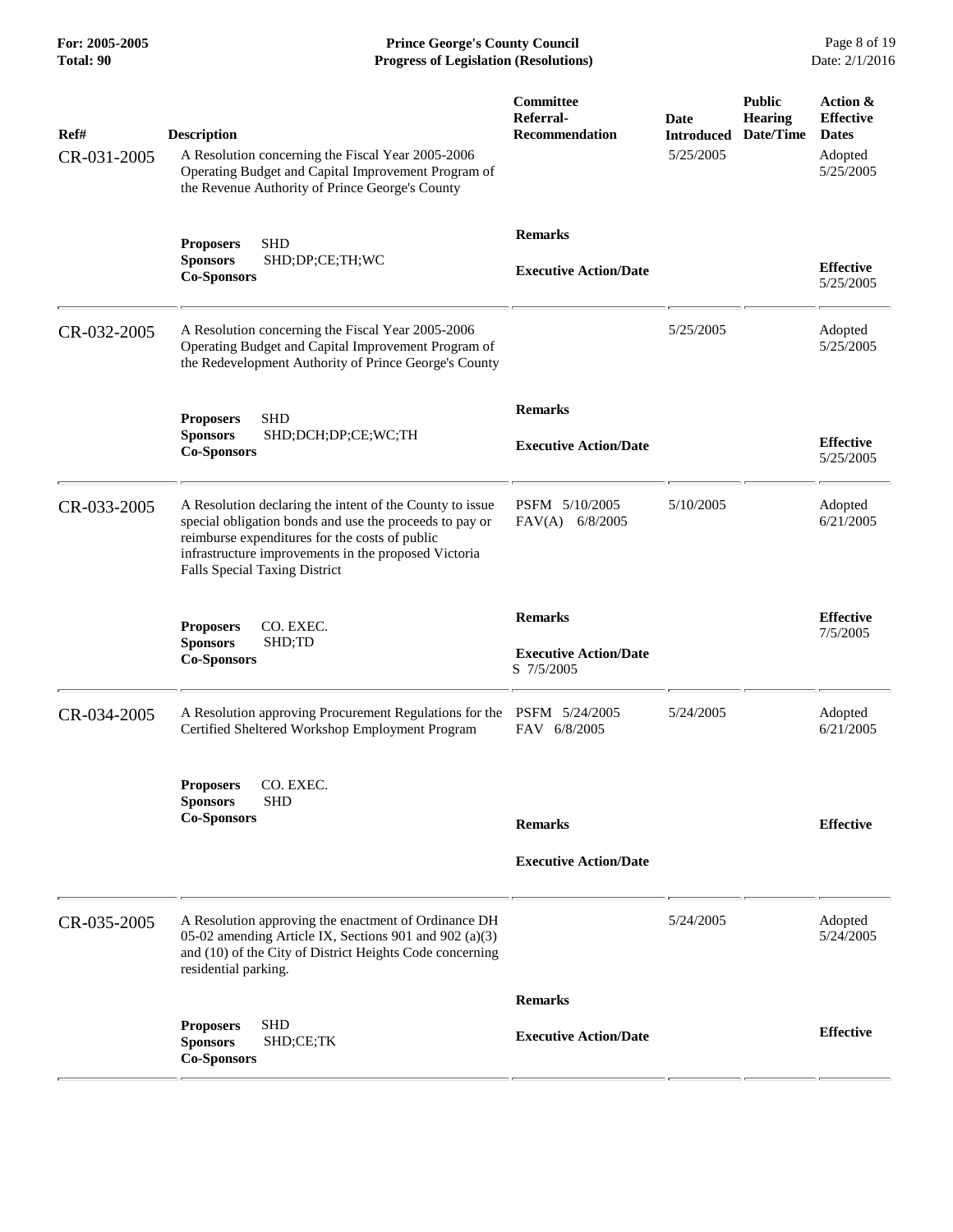| Ref# | Description | Committee Referral-Recommendation | Date Introduced | Public Hearing Date/Time | Action & Effective Dates |
|---|---|---|---|---|---|
| CR-031-2005 | A Resolution concerning the Fiscal Year 2005-2006 Operating Budget and Capital Improvement Program of the Revenue Authority of Prince George's County | | 5/25/2005 | | Adopted 5/25/2005 |
| | **Proposers** SHD<br>**Sponsors** SHD;DP;CE;TH;WC<br>**Co-Sponsors** | **Remarks**<br><br>**Executive Action/Date** | | | **Effective** 5/25/2005 |
| CR-032-2005 | A Resolution concerning the Fiscal Year 2005-2006 Operating Budget and Capital Improvement Program of the Redevelopment Authority of Prince George's County | | 5/25/2005 | | Adopted 5/25/2005 |
| | **Proposers** SHD<br>**Sponsors** SHD;DCH;DP;CE;WC;TH<br>**Co-Sponsors** | **Remarks**<br><br>**Executive Action/Date** | | | **Effective** 5/25/2005 |
| CR-033-2005 | A Resolution declaring the intent of the County to issue special obligation bonds and use the proceeds to pay or reimburse expenditures for the costs of public infrastructure improvements in the proposed Victoria Falls Special Taxing District | PSFM 5/10/2005<br>FAV(A) 6/8/2005 | 5/10/2005 | | Adopted 6/21/2005 |
| | **Proposers** CO. EXEC.<br>**Sponsors** SHD;TD<br>**Co-Sponsors** | **Remarks**<br><br>**Executive Action/Date**<br>S 7/5/2005 | | | **Effective** 7/5/2005 |
| CR-034-2005 | A Resolution approving Procurement Regulations for the Certified Sheltered Workshop Employment Program | PSFM 5/24/2005<br>FAV 6/8/2005 | 5/24/2005 | | Adopted 6/21/2005 |
| | **Proposers** CO. EXEC.<br>**Sponsors** SHD<br>**Co-Sponsors** | **Remarks**<br><br>**Executive Action/Date** | | | **Effective** |
| CR-035-2005 | A Resolution approving the enactment of Ordinance DH 05-02 amending Article IX, Sections 901 and 902 (a)(3) and (10) of the City of District Heights Code concerning residential parking. | | 5/24/2005 | | Adopted 5/24/2005 |
| | **Proposers** SHD<br>**Sponsors** SHD;CE;TK<br>**Co-Sponsors** | **Remarks**<br><br>**Executive Action/Date** | | | **Effective** |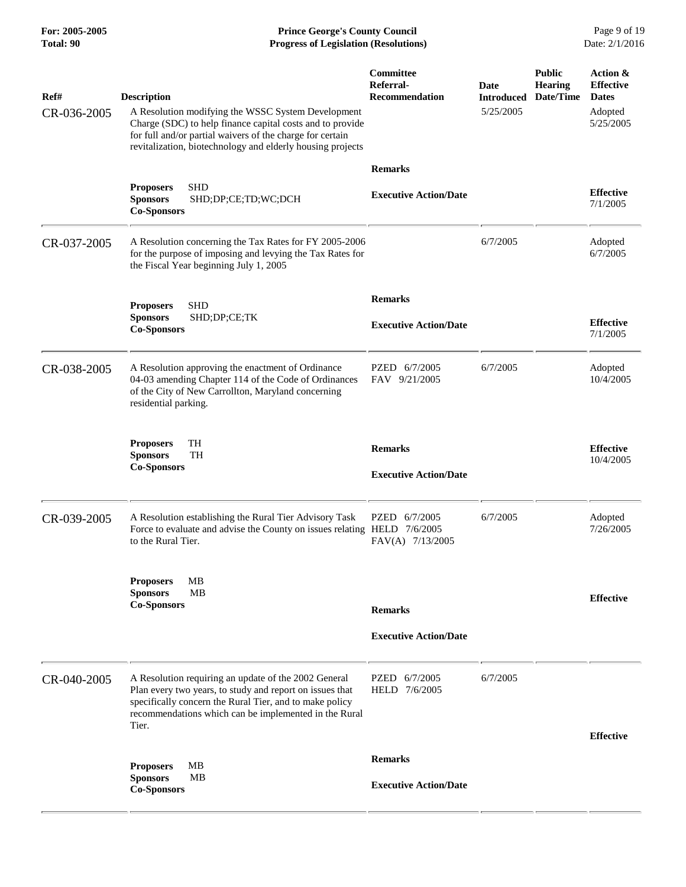| Ref# | Description | Committee Referral-Recommendation | Date Introduced | Public Hearing Date/Time | Action & Effective Dates |
|---|---|---|---|---|---|
| CR-036-2005 | A Resolution modifying the WSSC System Development Charge (SDC) to help finance capital costs and to provide for full and/or partial waivers of the charge for certain revitalization, biotechnology and elderly housing projects | | 5/25/2005 | | Adopted 5/25/2005 |
| | **Proposers** SHD **Sponsors** SHD;DP;CE;TD;WC;DCH **Co-Sponsors** | **Remarks** **Executive Action/Date** | | | **Effective** 7/1/2005 |
| CR-037-2005 | A Resolution concerning the Tax Rates for FY 2005-2006 for the purpose of imposing and levying the Tax Rates for the Fiscal Year beginning July 1, 2005 | | 6/7/2005 | | Adopted 6/7/2005 |
| | **Proposers** SHD **Sponsors** SHD;DP;CE;TK **Co-Sponsors** | **Remarks** **Executive Action/Date** | | | **Effective** 7/1/2005 |
| CR-038-2005 | A Resolution approving the enactment of Ordinance 04-03 amending Chapter 114 of the Code of Ordinances of the City of New Carrollton, Maryland concerning residential parking. | PZED 6/7/2005 FAV 9/21/2005 | 6/7/2005 | | Adopted 10/4/2005 |
| | **Proposers** TH **Sponsors** TH **Co-Sponsors** | **Remarks** **Executive Action/Date** | | | **Effective** 10/4/2005 |
| CR-039-2005 | A Resolution establishing the Rural Tier Advisory Task Force to evaluate and advise the County on issues relating to the Rural Tier. | PZED 6/7/2005 HELD 7/6/2005 FAV(A) 7/13/2005 | 6/7/2005 | | Adopted 7/26/2005 |
| | **Proposers** MB **Sponsors** MB **Co-Sponsors** | **Remarks** **Executive Action/Date** | | | **Effective** |
| CR-040-2005 | A Resolution requiring an update of the 2002 General Plan every two years, to study and report on issues that specifically concern the Rural Tier, and to make policy recommendations which can be implemented in the Rural Tier. | PZED 6/7/2005 HELD 7/6/2005 | 6/7/2005 | | |
| | **Proposers** MB **Sponsors** MB **Co-Sponsors** | **Remarks** **Executive Action/Date** | | | **Effective** |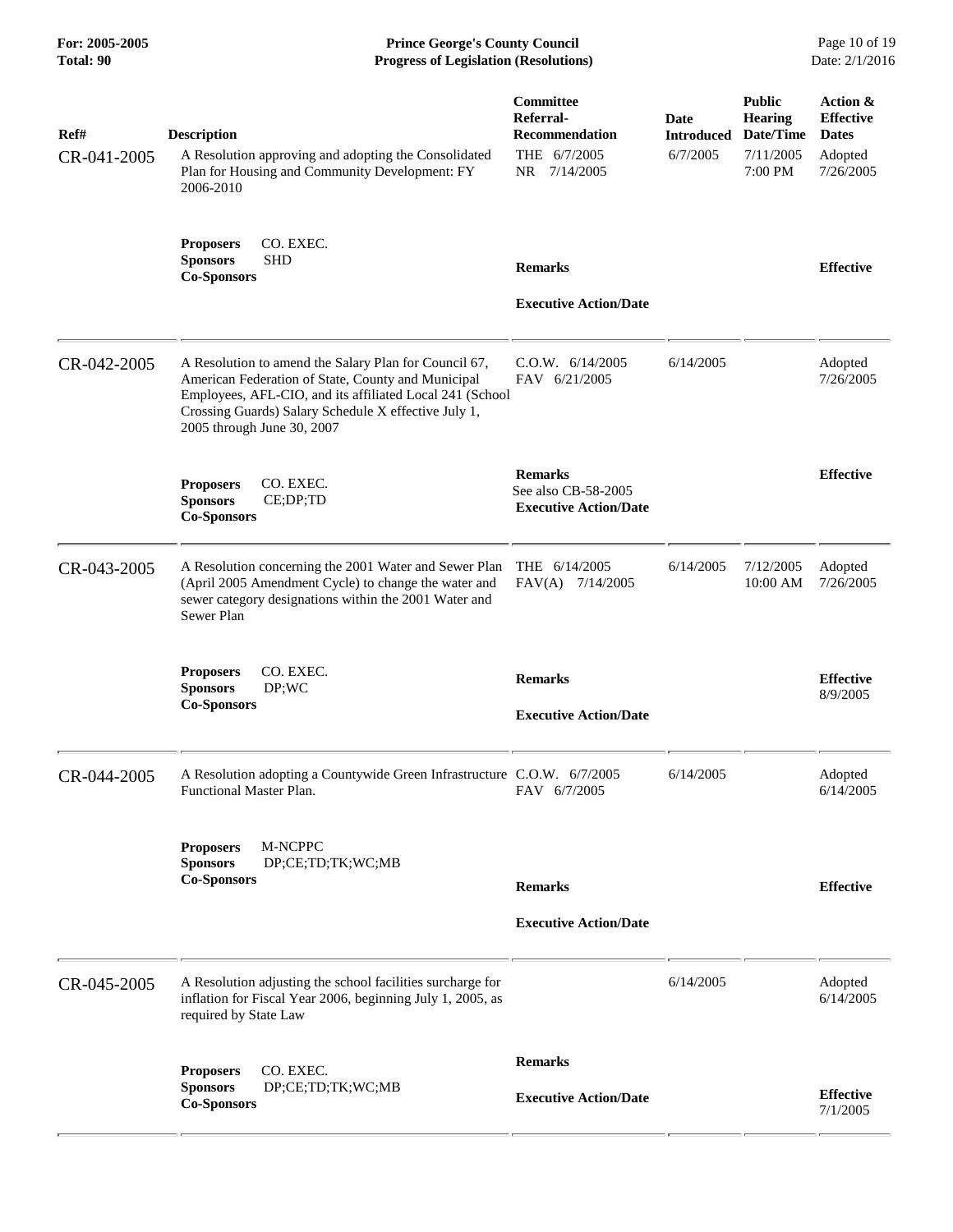| Ref# | Description | Committee Referral-Recommendation | Date Introduced | Public Hearing Date/Time | Action & Effective Dates |
|---|---|---|---|---|---|
| CR-041-2005 | A Resolution approving and adopting the Consolidated Plan for Housing and Community Development: FY 2006-2010 | THE 6/7/2005<br>NR 7/14/2005 | 6/7/2005 | 7/11/2005 7:00 PM | Adopted 7/26/2005 |
| | **Proposers** CO. EXEC.<br>**Sponsors** SHD<br>**Co-Sponsors** | **Remarks**<br><br>**Executive Action/Date** | | | **Effective** |
| CR-042-2005 | A Resolution to amend the Salary Plan for Council 67, American Federation of State, County and Municipal Employees, AFL-CIO, and its affiliated Local 241 (School Crossing Guards) Salary Schedule X effective July 1, 2005 through June 30, 2007 | C.O.W. 6/14/2005<br>FAV 6/21/2005 | 6/14/2005 | | Adopted 7/26/2005 |
| | **Proposers** CO. EXEC.<br>**Sponsors** CE;DP;TD<br>**Co-Sponsors** | **Remarks**<br>See also CB-58-2005<br>**Executive Action/Date** | | | **Effective** |
| CR-043-2005 | A Resolution concerning the 2001 Water and Sewer Plan (April 2005 Amendment Cycle) to change the water and sewer category designations within the 2001 Water and Sewer Plan | THE 6/14/2005<br>FAV(A) 7/14/2005 | 6/14/2005 | 7/12/2005 10:00 AM | Adopted 7/26/2005 |
| | **Proposers** CO. EXEC.<br>**Sponsors** DP;WC<br>**Co-Sponsors** | **Remarks**<br><br>**Executive Action/Date** | | | **Effective** 8/9/2005 |
| CR-044-2005 | A Resolution adopting a Countywide Green Infrastructure Functional Master Plan. | C.O.W. 6/7/2005<br>FAV 6/7/2005 | 6/14/2005 | | Adopted 6/14/2005 |
| | **Proposers** M-NCPPC<br>**Sponsors** DP;CE;TD;TK;WC;MB<br>**Co-Sponsors** | **Remarks**<br><br>**Executive Action/Date** | | | **Effective** |
| CR-045-2005 | A Resolution adjusting the school facilities surcharge for inflation for Fiscal Year 2006, beginning July 1, 2005, as required by State Law | | 6/14/2005 | | Adopted 6/14/2005 |
| | **Proposers** CO. EXEC.<br>**Sponsors** DP;CE;TD;TK;WC;MB<br>**Co-Sponsors** | **Remarks**<br><br>**Executive Action/Date** | | | **Effective** 7/1/2005 |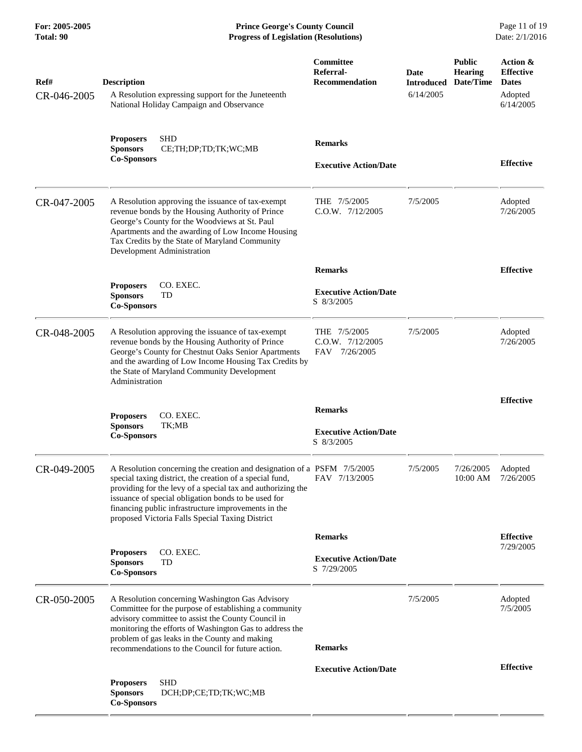| Ref# | Description | Committee Referral-Recommendation | Date Introduced | Public Hearing Date/Time | Action & Effective Dates |
|---|---|---|---|---|---|
| CR-046-2005 | A Resolution expressing support for the Juneteenth National Holiday Campaign and Observance | | 6/14/2005 | | Adopted 6/14/2005 |
| | **Proposers** SHD<br>**Sponsors** CE;TH;DP;TD;TK;WC;MB<br>**Co-Sponsors** | **Remarks**<br><br>**Executive Action/Date** | | | **Effective** |
| CR-047-2005 | A Resolution approving the issuance of tax-exempt revenue bonds by the Housing Authority of Prince George's County for the Woodviews at St. Paul Apartments and the awarding of Low Income Housing Tax Credits by the State of Maryland Community Development Administration | THE 7/5/2005<br>C.O.W. 7/12/2005 | 7/5/2005 | | Adopted 7/26/2005 |
| | **Proposers** CO. EXEC.<br>**Sponsors** TD<br>**Co-Sponsors** | **Remarks**<br><br>**Executive Action/Date**<br>S 8/3/2005 | | | **Effective** |
| CR-048-2005 | A Resolution approving the issuance of tax-exempt revenue bonds by the Housing Authority of Prince George's County for Chestnut Oaks Senior Apartments and the awarding of Low Income Housing Tax Credits by the State of Maryland Community Development Administration | THE 7/5/2005<br>C.O.W. 7/12/2005<br>FAV 7/26/2005 | 7/5/2005 | | Adopted 7/26/2005 |
| | **Proposers** CO. EXEC.<br>**Sponsors** TK;MB<br>**Co-Sponsors** | **Remarks**<br><br>**Executive Action/Date**<br>S 8/3/2005 | | | **Effective** |
| CR-049-2005 | A Resolution concerning the creation and designation of a special taxing district, the creation of a special fund, providing for the levy of a special tax and authorizing the issuance of special obligation bonds to be used for financing public infrastructure improvements in the proposed Victoria Falls Special Taxing District | PSFM 7/5/2005<br>FAV 7/13/2005 | 7/5/2005 | 7/26/2005 10:00 AM | Adopted 7/26/2005 |
| | **Proposers** CO. EXEC.<br>**Sponsors** TD<br>**Co-Sponsors** | **Remarks**<br><br>**Executive Action/Date**<br>S 7/29/2005 | | | **Effective** 7/29/2005 |
| CR-050-2005 | A Resolution concerning Washington Gas Advisory Committee for the purpose of establishing a community advisory committee to assist the County Council in monitoring the efforts of Washington Gas to address the problem of gas leaks in the County and making recommendations to the Council for future action. | | 7/5/2005 | | Adopted 7/5/2005 |
| | **Proposers** SHD<br>**Sponsors** DCH;DP;CE;TD;TK;WC;MB<br>**Co-Sponsors** | **Remarks**<br><br>**Executive Action/Date** | | | **Effective** |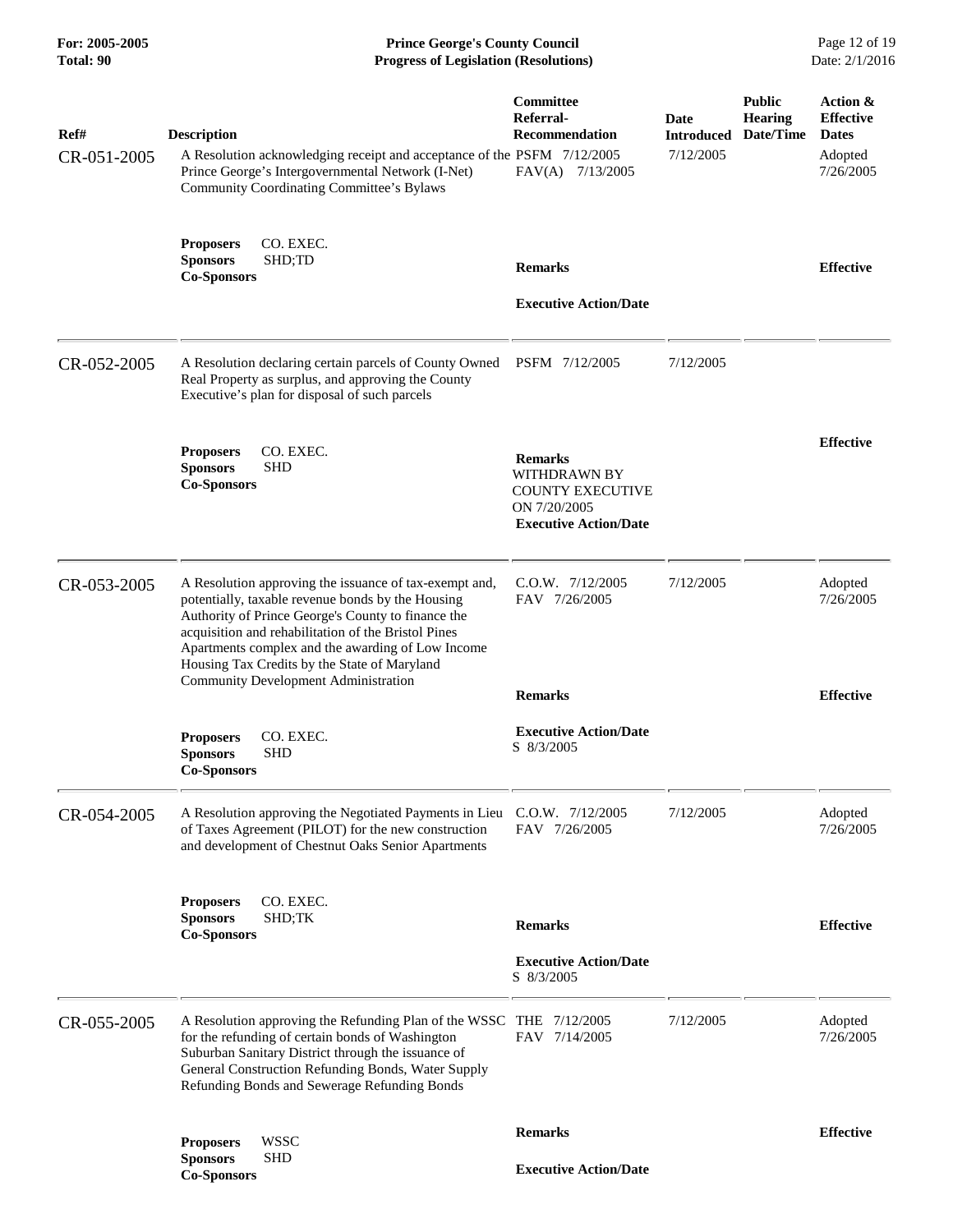| Ref# | Description | Committee Referral-Recommendation | Date Introduced | Public Hearing Date/Time | Action & Effective Dates |
|---|---|---|---|---|---|
| CR-051-2005 | A Resolution acknowledging receipt and acceptance of the Prince George's Intergovernmental Network (I-Net) Community Coordinating Committee's Bylaws | PSFM 7/12/2005<br>FAV(A) 7/13/2005 | 7/12/2005 | | Adopted 7/26/2005 |
| | **Proposers** CO. EXEC.<br>**Sponsors** SHD;TD<br>**Co-Sponsors** | **Remarks**<br><br>**Executive Action/Date** | | | **Effective** |
| CR-052-2005 | A Resolution declaring certain parcels of County Owned Real Property as surplus, and approving the County Executive's plan for disposal of such parcels | PSFM 7/12/2005 | 7/12/2005 | | |
| | **Proposers** CO. EXEC.<br>**Sponsors** SHD<br>**Co-Sponsors** | **Remarks**<br>WITHDRAWN BY COUNTY EXECUTIVE ON 7/20/2005<br>**Executive Action/Date** | | | **Effective** |
| CR-053-2005 | A Resolution approving the issuance of tax-exempt and, potentially, taxable revenue bonds by the Housing Authority of Prince George's County to finance the acquisition and rehabilitation of the Bristol Pines Apartments complex and the awarding of Low Income Housing Tax Credits by the State of Maryland Community Development Administration | C.O.W. 7/12/2005<br>FAV 7/26/2005 | 7/12/2005 | | Adopted 7/26/2005 |
| | **Proposers** CO. EXEC.<br>**Sponsors** SHD<br>**Co-Sponsors** | **Remarks**<br><br>**Executive Action/Date**<br>S 8/3/2005 | | | **Effective** |
| CR-054-2005 | A Resolution approving the Negotiated Payments in Lieu of Taxes Agreement (PILOT) for the new construction and development of Chestnut Oaks Senior Apartments | C.O.W. 7/12/2005<br>FAV 7/26/2005 | 7/12/2005 | | Adopted 7/26/2005 |
| | **Proposers** CO. EXEC.<br>**Sponsors** SHD;TK<br>**Co-Sponsors** | **Remarks**<br><br>**Executive Action/Date**<br>S 8/3/2005 | | | **Effective** |
| CR-055-2005 | A Resolution approving the Refunding Plan of the WSSC for the refunding of certain bonds of Washington Suburban Sanitary District through the issuance of General Construction Refunding Bonds, Water Supply Refunding Bonds and Sewerage Refunding Bonds | THE 7/12/2005<br>FAV 7/14/2005 | 7/12/2005 | | Adopted 7/26/2005 |
| | **Proposers** WSSC<br>**Sponsors** SHD<br>**Co-Sponsors** | **Remarks**<br><br>**Executive Action/Date** | | | **Effective** |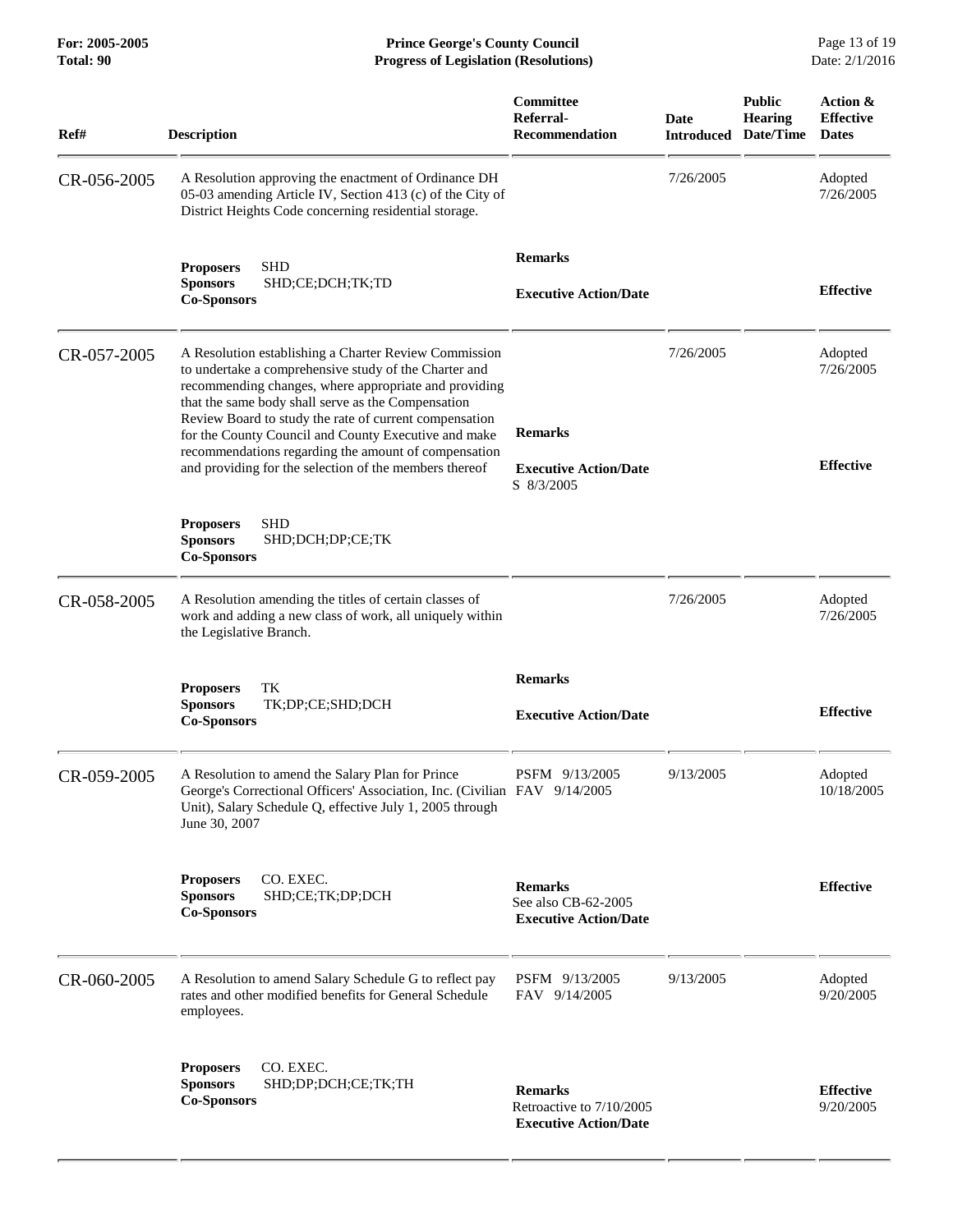| Ref# | Description | Committee Referral-Recommendation | Date Introduced | Public Hearing Date/Time | Action & Effective Dates |
|---|---|---|---|---|---|
| CR-056-2005 | A Resolution approving the enactment of Ordinance DH 05-03 amending Article IV, Section 413 (c) of the City of District Heights Code concerning residential storage. | | 7/26/2005 | | Adopted 7/26/2005 |
| | **Proposers** SHD<br>**Sponsors** SHD;CE;DCH;TK;TD<br>**Co-Sponsors** | **Remarks**<br><br>**Executive Action/Date** | | | **Effective** |
| CR-057-2005 | A Resolution establishing a Charter Review Commission to undertake a comprehensive study of the Charter and recommending changes, where appropriate and providing that the same body shall serve as the Compensation Review Board to study the rate of current compensation for the County Council and County Executive and make recommendations regarding the amount of compensation and providing for the selection of the members thereof | | 7/26/2005 | | Adopted 7/26/2005 |
| | **Proposers** SHD<br>**Sponsors** SHD;DCH;DP;CE;TK<br>**Co-Sponsors** | **Remarks**<br><br>**Executive Action/Date**<br>S 8/3/2005 | | | **Effective** |
| CR-058-2005 | A Resolution amending the titles of certain classes of work and adding a new class of work, all uniquely within the Legislative Branch. | | 7/26/2005 | | Adopted 7/26/2005 |
| | **Proposers** TK<br>**Sponsors** TK;DP;CE;SHD;DCH<br>**Co-Sponsors** | **Remarks**<br><br>**Executive Action/Date** | | | **Effective** |
| CR-059-2005 | A Resolution to amend the Salary Plan for Prince George's Correctional Officers' Association, Inc. (Civilian Unit), Salary Schedule Q, effective July 1, 2005 through June 30, 2007 | PSFM 9/13/2005<br>FAV 9/14/2005 | 9/13/2005 | | Adopted 10/18/2005 |
| | **Proposers** CO. EXEC.<br>**Sponsors** SHD;CE;TK;DP;DCH<br>**Co-Sponsors** | **Remarks**<br>See also CB-62-2005<br>**Executive Action/Date** | | | **Effective** |
| CR-060-2005 | A Resolution to amend Salary Schedule G to reflect pay rates and other modified benefits for General Schedule employees. | PSFM 9/13/2005<br>FAV 9/14/2005 | 9/13/2005 | | Adopted 9/20/2005 |
| | **Proposers** CO. EXEC.<br>**Sponsors** SHD;DP;DCH;CE;TK;TH<br>**Co-Sponsors** | **Remarks**<br>Retroactive to 7/10/2005<br>**Executive Action/Date** | | | **Effective** 9/20/2005 |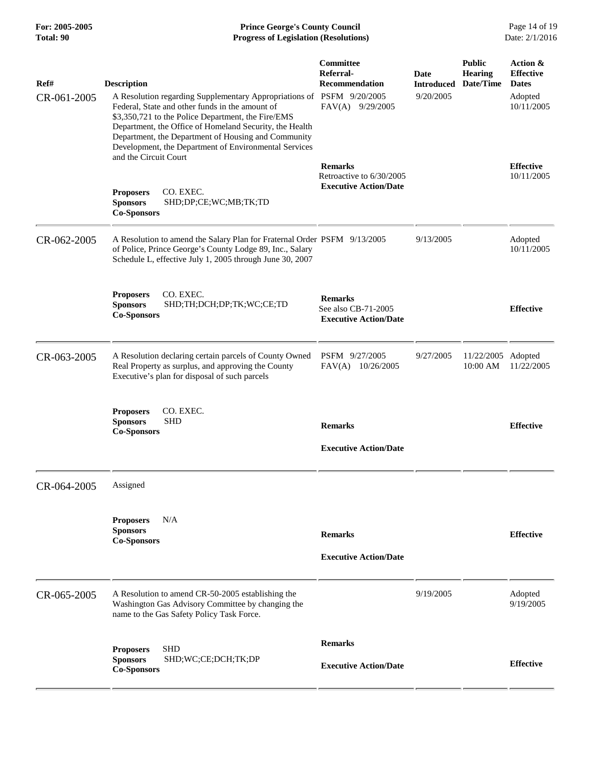| Ref# | Description | Committee Referral-Recommendation | Date Introduced | Public Hearing Date/Time | Action & Effective Dates |
|---|---|---|---|---|---|
| CR-061-2005 | A Resolution regarding Supplementary Appropriations of Federal, State and other funds in the amount of $3,350,721 to the Police Department, the Fire/EMS Department, the Office of Homeland Security, the Health Department, the Department of Housing and Community Development, the Department of Environmental Services and the Circuit Court | PSFM 9/20/2005<br>FAV(A) 9/29/2005 | 9/20/2005 | | Adopted 10/11/2005 |
| | **Proposers** CO. EXEC.<br>**Sponsors** SHD;DP;CE;WC;MB;TK;TD<br>**Co-Sponsors** | **Remarks**<br>Retroactive to 6/30/2005<br>**Executive Action/Date** | | | **Effective** 10/11/2005 |
| CR-062-2005 | A Resolution to amend the Salary Plan for Fraternal Order of Police, Prince George's County Lodge 89, Inc., Salary Schedule L, effective July 1, 2005 through June 30, 2007 | PSFM 9/13/2005 | 9/13/2005 | | Adopted 10/11/2005 |
| | **Proposers** CO. EXEC.<br>**Sponsors** SHD;TH;DCH;DP;TK;WC;CE;TD<br>**Co-Sponsors** | **Remarks**<br>See also CB-71-2005<br>**Executive Action/Date** | | | **Effective** |
| CR-063-2005 | A Resolution declaring certain parcels of County Owned Real Property as surplus, and approving the County Executive's plan for disposal of such parcels | PSFM 9/27/2005<br>FAV(A) 10/26/2005 | 9/27/2005 | 11/22/2005 10:00 AM | Adopted 11/22/2005 |
| | **Proposers** CO. EXEC.<br>**Sponsors** SHD<br>**Co-Sponsors** | **Remarks**<br>**Executive Action/Date** | | | **Effective** |
| CR-064-2005 | Assigned | | | | |
| | **Proposers** N/A<br>**Sponsors**<br>**Co-Sponsors** | **Remarks**<br>**Executive Action/Date** | | | **Effective** |
| CR-065-2005 | A Resolution to amend CR-50-2005 establishing the Washington Gas Advisory Committee by changing the name to the Gas Safety Policy Task Force. | | 9/19/2005 | | Adopted 9/19/2005 |
| | **Proposers** SHD<br>**Sponsors** SHD;WC;CE;DCH;TK;DP<br>**Co-Sponsors** | **Remarks**<br>**Executive Action/Date** | | | **Effective** |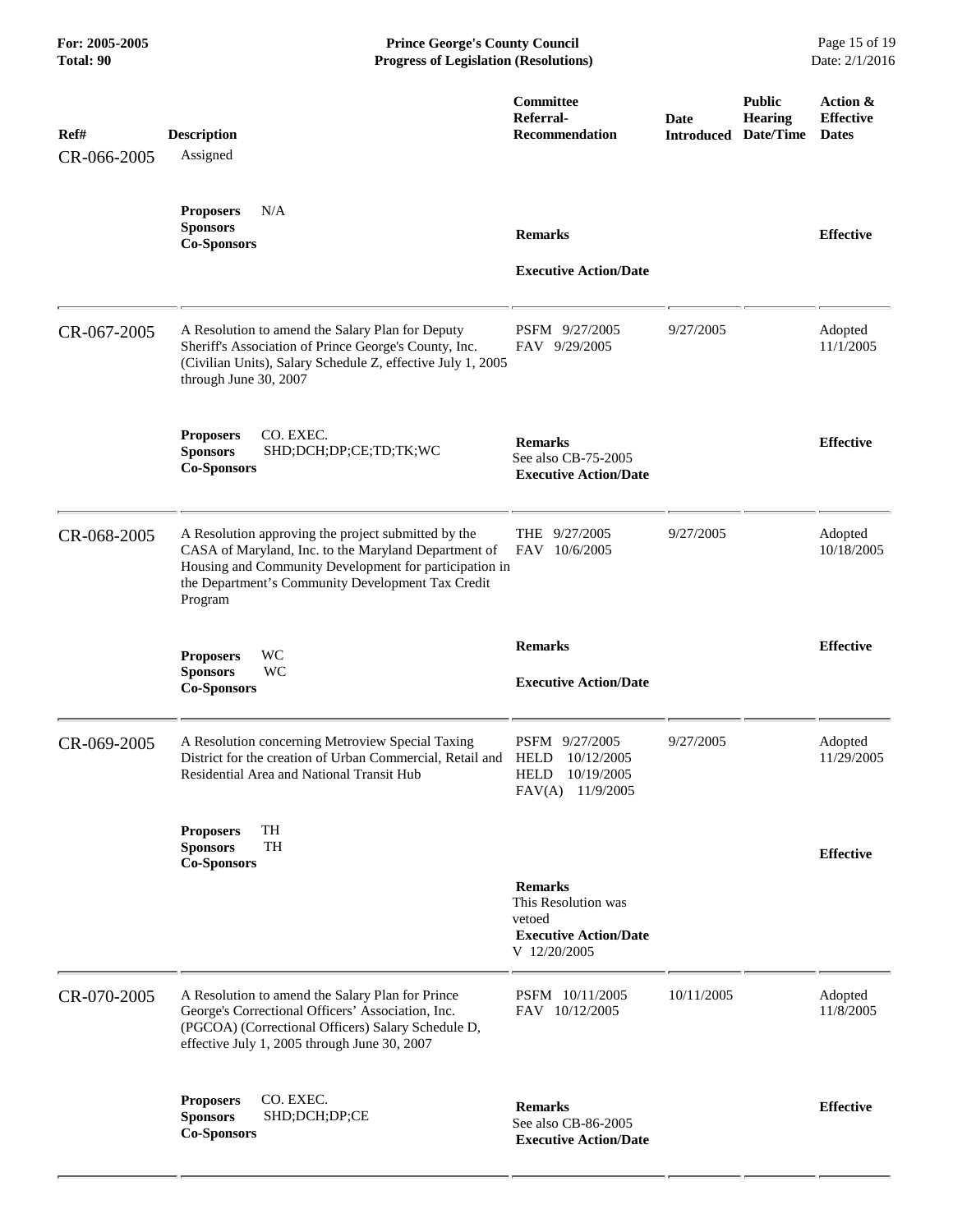| Ref# | Description | Committee Referral-Recommendation | Date Introduced | Public Hearing Date/Time | Action & Effective Dates |
|---|---|---|---|---|---|
| CR-066-2005 | Assigned | | | | |
| | **Proposers** N/A<br>**Sponsors**<br>**Co-Sponsors** | **Remarks**<br><br>**Executive Action/Date** | | | **Effective** |
| CR-067-2005 | A Resolution to amend the Salary Plan for Deputy Sheriff's Association of Prince George's County, Inc. (Civilian Units), Salary Schedule Z, effective July 1, 2005 through June 30, 2007 | PSFM 9/27/2005<br>FAV 9/29/2005 | 9/27/2005 | | Adopted 11/1/2005 |
| | **Proposers** CO. EXEC.<br>**Sponsors** SHD;DCH;DP;CE;TD;TK;WC<br>**Co-Sponsors** | **Remarks**<br>See also CB-75-2005<br>**Executive Action/Date** | | | **Effective** |
| CR-068-2005 | A Resolution approving the project submitted by the CASA of Maryland, Inc. to the Maryland Department of Housing and Community Development for participation in the Department's Community Development Tax Credit Program | THE 9/27/2005<br>FAV 10/6/2005 | 9/27/2005 | | Adopted 10/18/2005 |
| | **Proposers** WC<br>**Sponsors** WC<br>**Co-Sponsors** | **Remarks**<br><br>**Executive Action/Date** | | | **Effective** |
| CR-069-2005 | A Resolution concerning Metroview Special Taxing District for the creation of Urban Commercial, Retail and Residential Area and National Transit Hub | PSFM 9/27/2005<br>HELD 10/12/2005<br>HELD 10/19/2005<br>FAV(A) 11/9/2005 | 9/27/2005 | | Adopted 11/29/2005 |
| | **Proposers** TH<br>**Sponsors** TH<br>**Co-Sponsors** | **Remarks**<br>This Resolution was vetoed<br>**Executive Action/Date**<br>V 12/20/2005 | | | **Effective** |
| CR-070-2005 | A Resolution to amend the Salary Plan for Prince George's Correctional Officers' Association, Inc. (PGCOA) (Correctional Officers) Salary Schedule D, effective July 1, 2005 through June 30, 2007 | PSFM 10/11/2005<br>FAV 10/12/2005 | 10/11/2005 | | Adopted 11/8/2005 |
| | **Proposers** CO. EXEC.<br>**Sponsors** SHD;DCH;DP;CE<br>**Co-Sponsors** | **Remarks**<br>See also CB-86-2005<br>**Executive Action/Date** | | | **Effective** |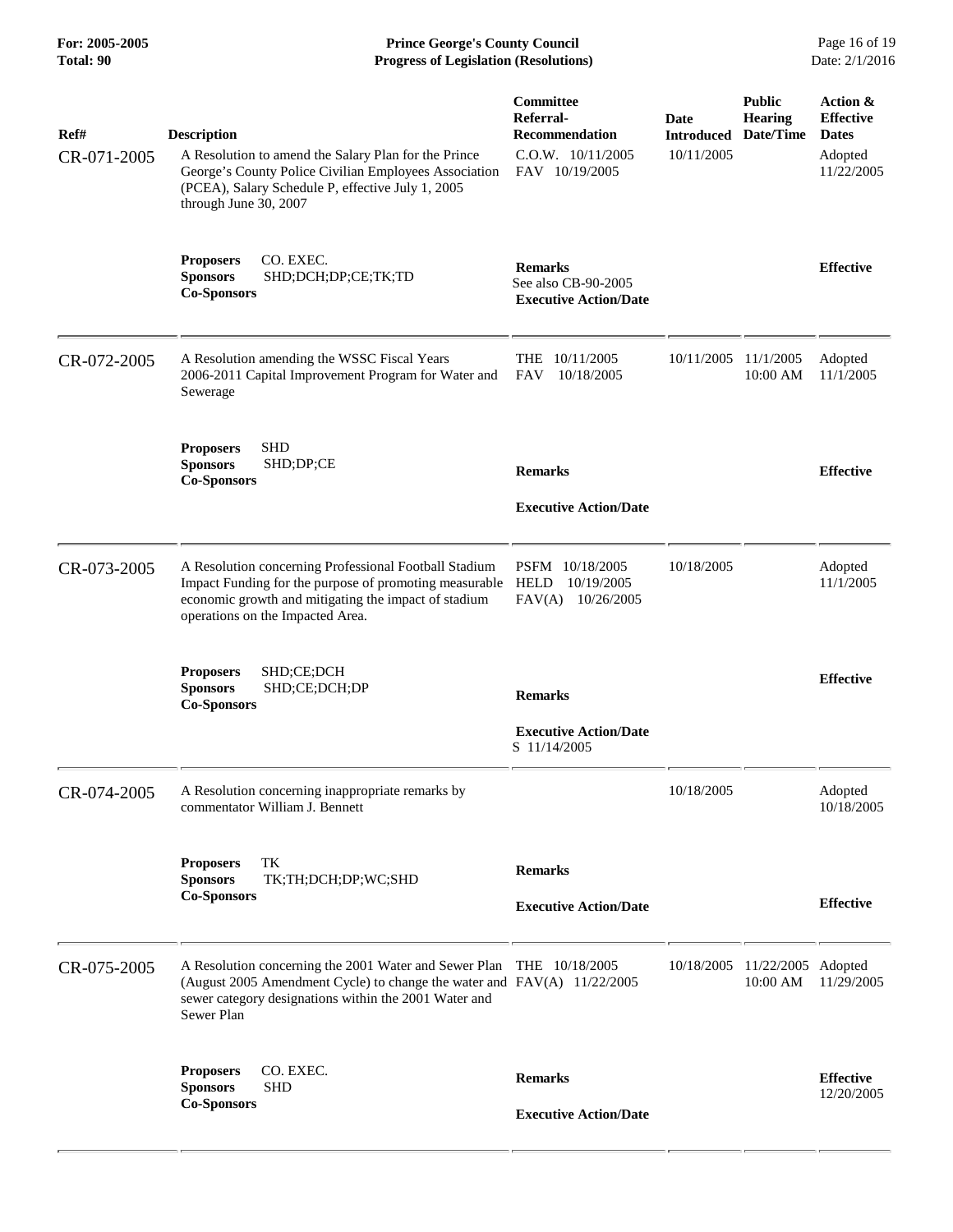| Ref# | Description | Committee Referral-Recommendation | Date Introduced | Public Hearing Date/Time | Action & Effective Dates |
|---|---|---|---|---|---|
| CR-071-2005 | A Resolution to amend the Salary Plan for the Prince George's County Police Civilian Employees Association (PCEA), Salary Schedule P, effective July 1, 2005 through June 30, 2007 | C.O.W. 10/11/2005<br>FAV 10/19/2005 | 10/11/2005 | | Adopted 11/22/2005 |
| | **Proposers** CO. EXEC.<br>**Sponsors** SHD;DCH;DP;CE;TK;TD<br>**Co-Sponsors** | **Remarks**<br>See also CB-90-2005<br>**Executive Action/Date** | | | **Effective** |
| CR-072-2005 | A Resolution amending the WSSC Fiscal Years 2006-2011 Capital Improvement Program for Water and Sewerage | THE 10/11/2005<br>FAV 10/18/2005 | 10/11/2005 | 11/1/2005 10:00 AM | Adopted 11/1/2005 |
| | **Proposers** SHD<br>**Sponsors** SHD;DP;CE<br>**Co-Sponsors** | **Remarks**<br>**Executive Action/Date** | | | **Effective** |
| CR-073-2005 | A Resolution concerning Professional Football Stadium Impact Funding for the purpose of promoting measurable economic growth and mitigating the impact of stadium operations on the Impacted Area. | PSFM 10/18/2005<br>HELD 10/19/2005<br>FAV(A) 10/26/2005 | 10/18/2005 | | Adopted 11/1/2005 |
| | **Proposers** SHD;CE;DCH<br>**Sponsors** SHD;CE;DCH;DP<br>**Co-Sponsors** | **Remarks**<br>**Executive Action/Date**<br>S 11/14/2005 | | | **Effective** |
| CR-074-2005 | A Resolution concerning inappropriate remarks by commentator William J. Bennett | | 10/18/2005 | | Adopted 10/18/2005 |
| | **Proposers** TK<br>**Sponsors** TK;TH;DCH;DP;WC;SHD<br>**Co-Sponsors** | **Remarks**<br>**Executive Action/Date** | | | **Effective** |
| CR-075-2005 | A Resolution concerning the 2001 Water and Sewer Plan (August 2005 Amendment Cycle) to change the water and sewer category designations within the 2001 Water and Sewer Plan | THE 10/18/2005<br>FAV(A) 11/22/2005 | 10/18/2005 | 11/22/2005 10:00 AM | Adopted 11/29/2005 |
| | **Proposers** CO. EXEC.<br>**Sponsors** SHD<br>**Co-Sponsors** | **Remarks**<br>**Executive Action/Date** | | | **Effective** 12/20/2005 |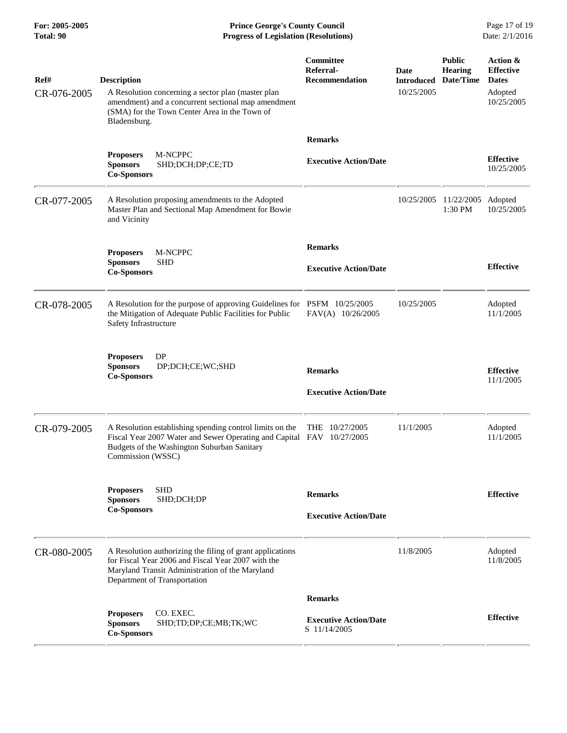| Ref# | Description | Committee Referral-Recommendation | Date Introduced | Public Hearing Date/Time | Action & Effective Dates |
|---|---|---|---|---|---|
| CR-076-2005 | A Resolution concerning a sector plan (master plan amendment) and a concurrent sectional map amendment (SMA) for the Town Center Area in the Town of Bladensburg. | | 10/25/2005 | | Adopted 10/25/2005 |
| | **Proposers** M-NCPPC<br>**Sponsors** SHD;DCH;DP;CE;TD<br>**Co-Sponsors** | **Remarks**<br><br>**Executive Action/Date** | | | **Effective** 10/25/2005 |
| CR-077-2005 | A Resolution proposing amendments to the Adopted Master Plan and Sectional Map Amendment for Bowie and Vicinity | | 10/25/2005 | 11/22/2005 1:30 PM | Adopted 10/25/2005 |
| | **Proposers** M-NCPPC<br>**Sponsors** SHD<br>**Co-Sponsors** | **Remarks**<br><br>**Executive Action/Date** | | | **Effective** |
| CR-078-2005 | A Resolution for the purpose of approving Guidelines for the Mitigation of Adequate Public Facilities for Public Safety Infrastructure | PSFM 10/25/2005<br>FAV(A) 10/26/2005 | 10/25/2005 | | Adopted 11/1/2005 |
| | **Proposers** DP<br>**Sponsors** DP;DCH;CE;WC;SHD<br>**Co-Sponsors** | **Remarks**<br><br>**Executive Action/Date** | | | **Effective** 11/1/2005 |
| CR-079-2005 | A Resolution establishing spending control limits on the Fiscal Year 2007 Water and Sewer Operating and Capital Budgets of the Washington Suburban Sanitary Commission (WSSC) | THE 10/27/2005<br>FAV 10/27/2005 | 11/1/2005 | | Adopted 11/1/2005 |
| | **Proposers** SHD<br>**Sponsors** SHD;DCH;DP<br>**Co-Sponsors** | **Remarks**<br><br>**Executive Action/Date** | | | **Effective** |
| CR-080-2005 | A Resolution authorizing the filing of grant applications for Fiscal Year 2006 and Fiscal Year 2007 with the Maryland Transit Administration of the Maryland Department of Transportation | | 11/8/2005 | | Adopted 11/8/2005 |
| | **Proposers** CO. EXEC.<br>**Sponsors** SHD;TD;DP;CE;MB;TK;WC<br>**Co-Sponsors** | **Remarks**<br><br>**Executive Action/Date** S 11/14/2005 | | | **Effective** |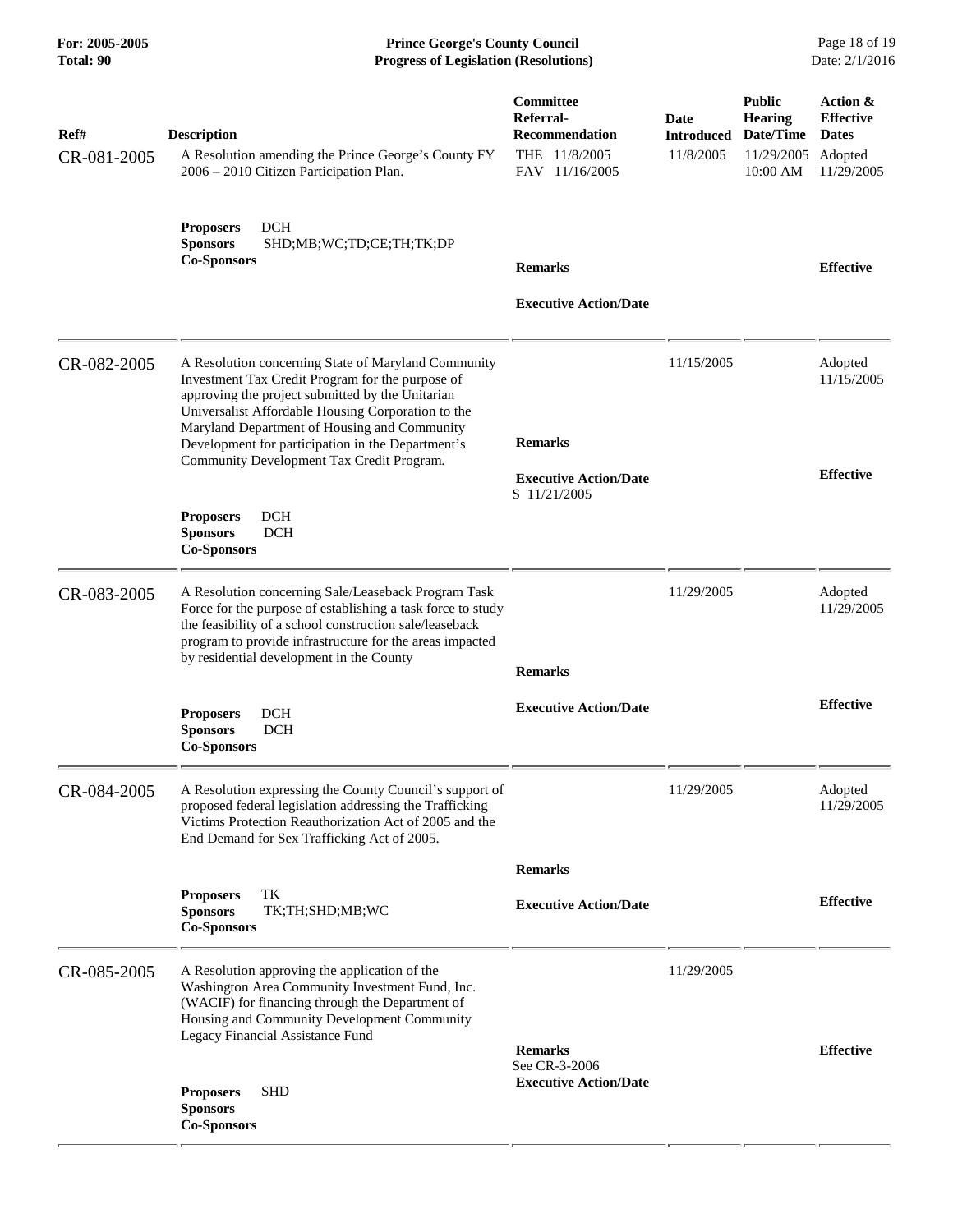| Ref# | Description | Committee Referral-Recommendation | Date Introduced | Public Hearing Date/Time | Action & Effective Dates |
|---|---|---|---|---|---|
| CR-081-2005 | A Resolution amending the Prince George's County FY 2006 – 2010 Citizen Participation Plan.<br><br>**Proposers** DCH<br>**Sponsors** SHD;MB;WC;TD;CE;TH;TK;DP<br>**Co-Sponsors** | THE 11/8/2005<br>FAV 11/16/2005<br><br>**Remarks**<br><br>**Executive Action/Date** | 11/8/2005 | 11/29/2005 10:00 AM | Adopted 11/29/2005<br><br>**Effective** |
| CR-082-2005 | A Resolution concerning State of Maryland Community Investment Tax Credit Program for the purpose of approving the project submitted by the Unitarian Universalist Affordable Housing Corporation to the Maryland Department of Housing and Community Development for participation in the Department's Community Development Tax Credit Program.<br><br>**Proposers** DCH<br>**Sponsors** DCH<br>**Co-Sponsors** | **Remarks**<br><br>**Executive Action/Date**<br>S 11/21/2005 | 11/15/2005 | | Adopted 11/15/2005<br><br>**Effective** |
| CR-083-2005 | A Resolution concerning Sale/Leaseback Program Task Force for the purpose of establishing a task force to study the feasibility of a school construction sale/leaseback program to provide infrastructure for the areas impacted by residential development in the County<br><br>**Proposers** DCH<br>**Sponsors** DCH<br>**Co-Sponsors** | **Remarks**<br><br>**Executive Action/Date** | 11/29/2005 | | Adopted 11/29/2005<br><br>**Effective** |
| CR-084-2005 | A Resolution expressing the County Council's support of proposed federal legislation addressing the Trafficking Victims Protection Reauthorization Act of 2005 and the End Demand for Sex Trafficking Act of 2005.<br><br>**Proposers** TK<br>**Sponsors** TK;TH;SHD;MB;WC<br>**Co-Sponsors** | **Remarks**<br><br>**Executive Action/Date** | 11/29/2005 | | Adopted 11/29/2005<br><br>**Effective** |
| CR-085-2005 | A Resolution approving the application of the Washington Area Community Investment Fund, Inc. (WACIF) for financing through the Department of Housing and Community Development Community Legacy Financial Assistance Fund<br><br>**Proposers** SHD<br>**Sponsors**<br>**Co-Sponsors** | **Remarks**<br>See CR-3-2006<br>**Executive Action/Date** | 11/29/2005 | | **Effective** |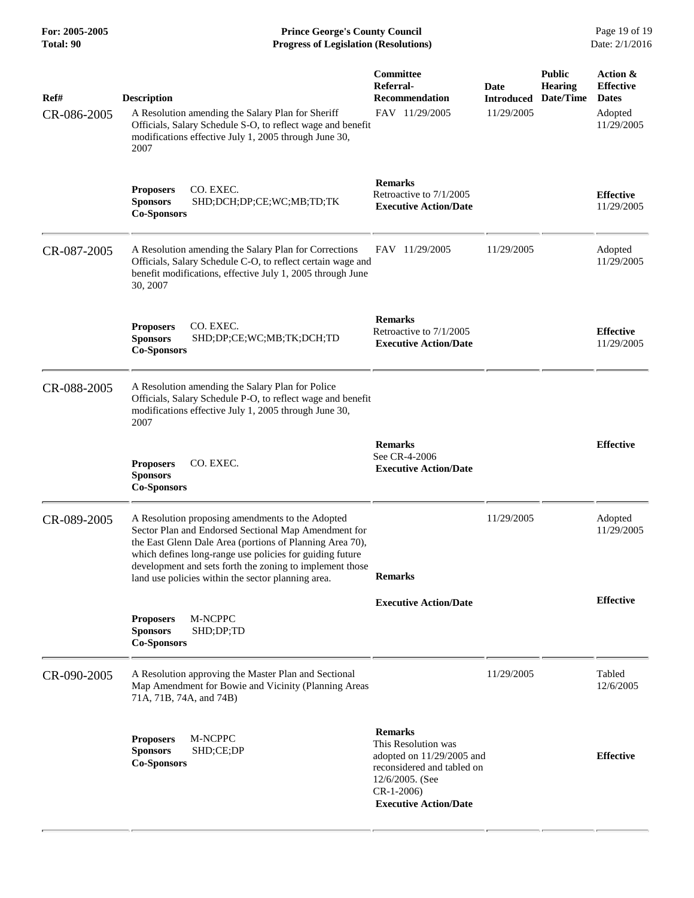| Ref# | Description | Committee Referral- Recommendation | Date Introduced | Public Hearing Date/Time | Action & Effective Dates |
|---|---|---|---|---|---|
| CR-086-2005 | A Resolution amending the Salary Plan for Sheriff Officials, Salary Schedule S-O, to reflect wage and benefit modifications effective July 1, 2005 through June 30, 2007 | FAV 11/29/2005 | 11/29/2005 | | Adopted 11/29/2005 |
| | **Proposers** CO. EXEC.<br>**Sponsors** SHD;DCH;DP;CE;WC;MB;TD;TK<br>**Co-Sponsors** | **Remarks**<br>Retroactive to 7/1/2005<br>**Executive Action/Date** | | | **Effective** 11/29/2005 |
| CR-087-2005 | A Resolution amending the Salary Plan for Corrections Officials, Salary Schedule C-O, to reflect certain wage and benefit modifications, effective July 1, 2005 through June 30, 2007 | FAV 11/29/2005 | 11/29/2005 | | Adopted 11/29/2005 |
| | **Proposers** CO. EXEC.<br>**Sponsors** SHD;DP;CE;WC;MB;TK;DCH;TD<br>**Co-Sponsors** | **Remarks**<br>Retroactive to 7/1/2005<br>**Executive Action/Date** | | | **Effective** 11/29/2005 |
| CR-088-2005 | A Resolution amending the Salary Plan for Police Officials, Salary Schedule P-O, to reflect wage and benefit modifications effective July 1, 2005 through June 30, 2007 | | | | |
| | **Proposers** CO. EXEC.<br>**Sponsors**<br>**Co-Sponsors** | **Remarks**<br>See CR-4-2006<br>**Executive Action/Date** | | | **Effective** |
| CR-089-2005 | A Resolution proposing amendments to the Adopted Sector Plan and Endorsed Sectional Map Amendment for the East Glenn Dale Area (portions of Planning Area 70), which defines long-range use policies for guiding future development and sets forth the zoning to implement those land use policies within the sector planning area. | | 11/29/2005 | | Adopted 11/29/2005 |
| | **Proposers** M-NCPPC<br>**Sponsors** SHD;DP;TD<br>**Co-Sponsors** | **Remarks**<br>**Executive Action/Date** | | | **Effective** |
| CR-090-2005 | A Resolution approving the Master Plan and Sectional Map Amendment for Bowie and Vicinity (Planning Areas 71A, 71B, 74A, and 74B) | | 11/29/2005 | | Tabled 12/6/2005 |
| | **Proposers** M-NCPPC<br>**Sponsors** SHD;CE;DP<br>**Co-Sponsors** | **Remarks**<br>This Resolution was adopted on 11/29/2005 and reconsidered and tabled on 12/6/2005. (See CR-1-2006)<br>**Executive Action/Date** | | | **Effective** |